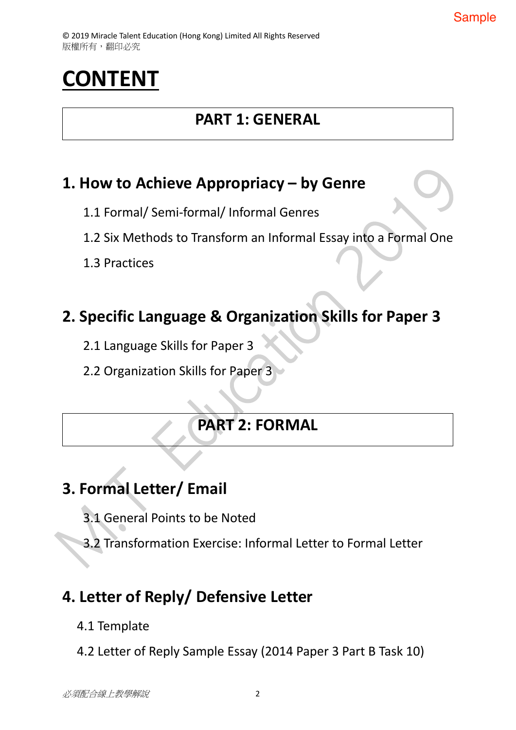© 2019 Miracle Talent Education (Hong Kong) Limited All Rights Reserved
版權所有，翻印必究

# CONTENT

## PART 1: GENERAL

### 1. How to Achieve Appropriacy – by Genre

1.1 Formal/ Semi-formal/ Informal Genres

1.2 Six Methods to Transform an Informal Essay into a Formal One

1.3 Practices

### 2. Specific Language & Organization Skills for Paper 3

2.1 Language Skills for Paper 3

2.2 Organization Skills for Paper 3

## PART 2: FORMAL

### 3. Formal Letter/ Email

3.1 General Points to be Noted

3.2 Transformation Exercise: Informal Letter to Formal Letter

### 4. Letter of Reply/ Defensive Letter

4.1 Template

4.2 Letter of Reply Sample Essay (2014 Paper 3 Part B Task 10)

*必須配合線上教學解說*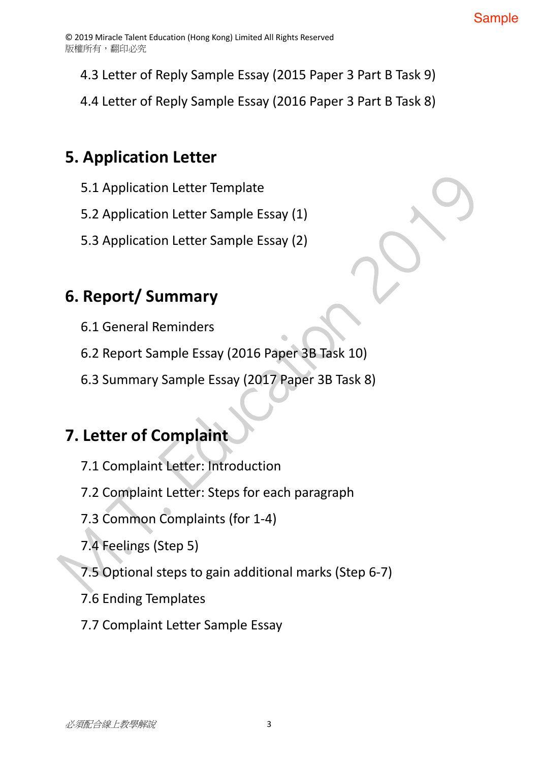4.3 Letter of Reply Sample Essay (2015 Paper 3 Part B Task 9)

4.4 Letter of Reply Sample Essay (2016 Paper 3 Part B Task 8)

## 5. Application Letter

5.1 Application Letter Template

5.2 Application Letter Sample Essay (1)

5.3 Application Letter Sample Essay (2)

## 6. Report/ Summary

6.1 General Reminders

6.2 Report Sample Essay (2016 Paper 3B Task 10)

6.3 Summary Sample Essay (2017 Paper 3B Task 8)

## 7. Letter of Complaint

7.1 Complaint Letter: Introduction

7.2 Complaint Letter: Steps for each paragraph

7.3 Common Complaints (for 1-4)

7.4 Feelings (Step 5)

7.5 Optional steps to gain additional marks (Step 6-7)

7.6 Ending Templates

7.7 Complaint Letter Sample Essay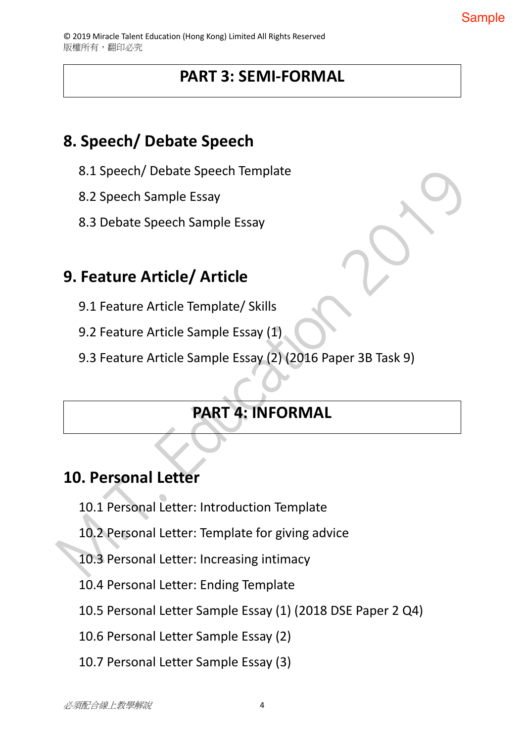# PART 3: SEMI-FORMAL

## 8. Speech/ Debate Speech

8.1 Speech/ Debate Speech Template

8.2 Speech Sample Essay

8.3 Debate Speech Sample Essay

## 9. Feature Article/ Article

9.1 Feature Article Template/ Skills

9.2 Feature Article Sample Essay (1)

9.3 Feature Article Sample Essay (2) (2016 Paper 3B Task 9)

# PART 4: INFORMAL

## 10. Personal Letter

10.1 Personal Letter: Introduction Template

10.2 Personal Letter: Template for giving advice

10.3 Personal Letter: Increasing intimacy

10.4 Personal Letter: Ending Template

10.5 Personal Letter Sample Essay (1) (2018 DSE Paper 2 Q4)

10.6 Personal Letter Sample Essay (2)

10.7 Personal Letter Sample Essay (3)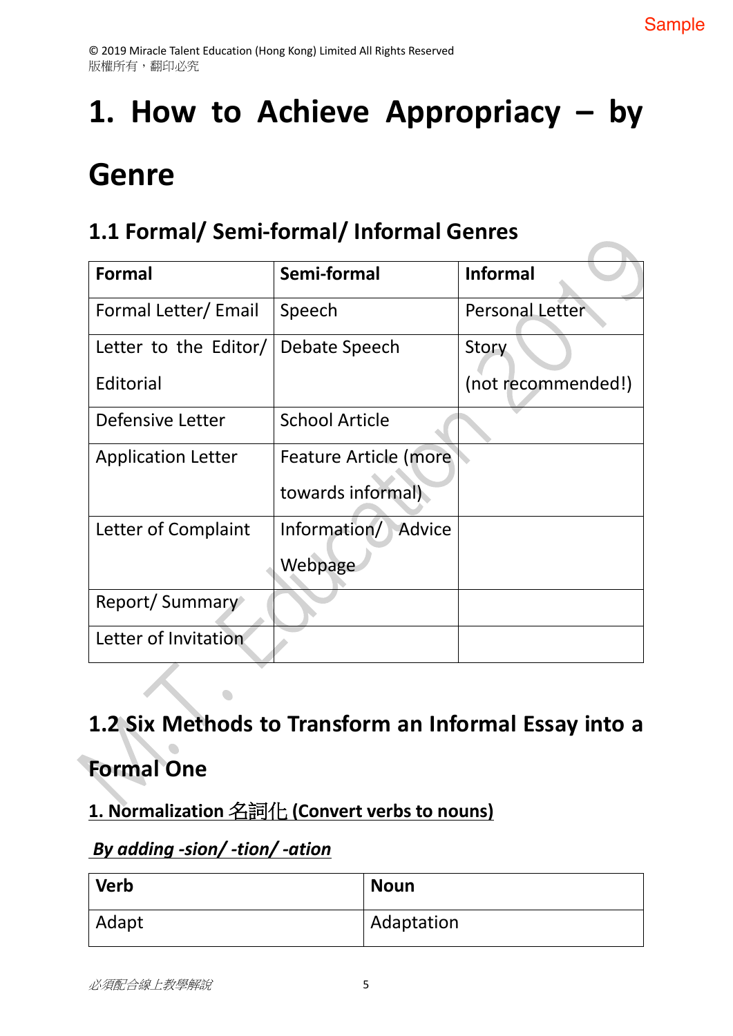# 1. How to Achieve Appropriacy – by Genre

## 1.1 Formal/ Semi-formal/ Informal Genres

| Formal | Semi-formal | Informal |
|---|---|---|
| Formal Letter/ Email | Speech | Personal Letter |
| Letter to the Editor/ Editorial | Debate Speech | Story (not recommended!) |
| Defensive Letter | School Article | |
| Application Letter | Feature Article (more towards informal) | |
| Letter of Complaint | Information/ Advice Webpage | |
| Report/ Summary | | |
| Letter of Invitation | | |

## 1.2 Six Methods to Transform an Informal Essay into a Formal One

### 1. Normalization 名詞化 (Convert verbs to nouns)

***By adding -sion/ -tion/ -ation***

| Verb | Noun |
|---|---|
| Adapt | Adaptation |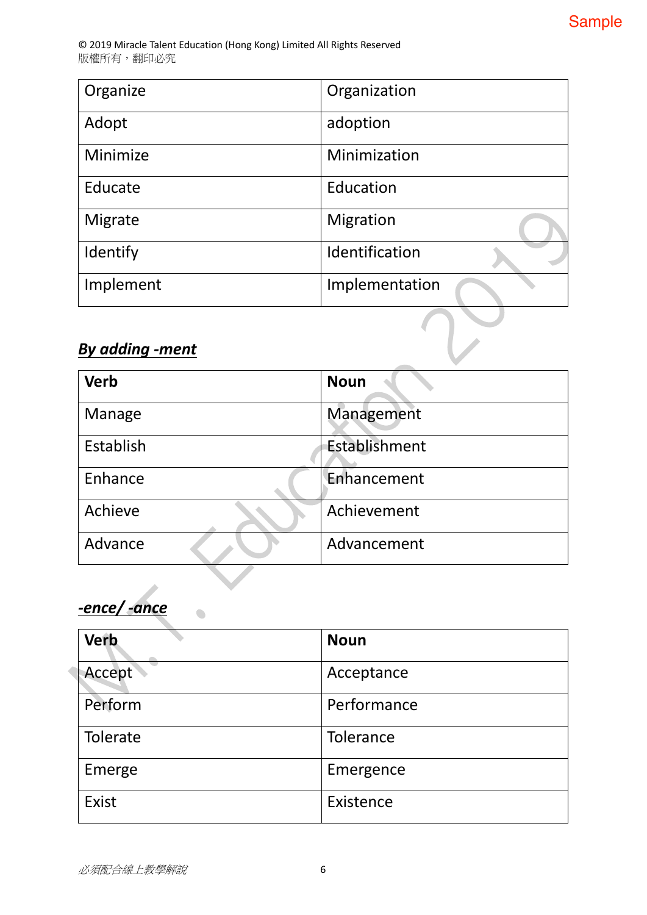| Organize | Organization |
|---|---|
| Adopt | adoption |
| Minimize | Minimization |
| Educate | Education |
| Migrate | Migration |
| Identify | Identification |
| Implement | Implementation |

***By adding -ment***

| **Verb** | **Noun** |
|---|---|
| Manage | Management |
| Establish | Establishment |
| Enhance | Enhancement |
| Achieve | Achievement |
| Advance | Advancement |

***-ence/ -ance***

| **Verb** | **Noun** |
|---|---|
| Accept | Acceptance |
| Perform | Performance |
| Tolerate | Tolerance |
| Emerge | Emergence |
| Exist | Existence |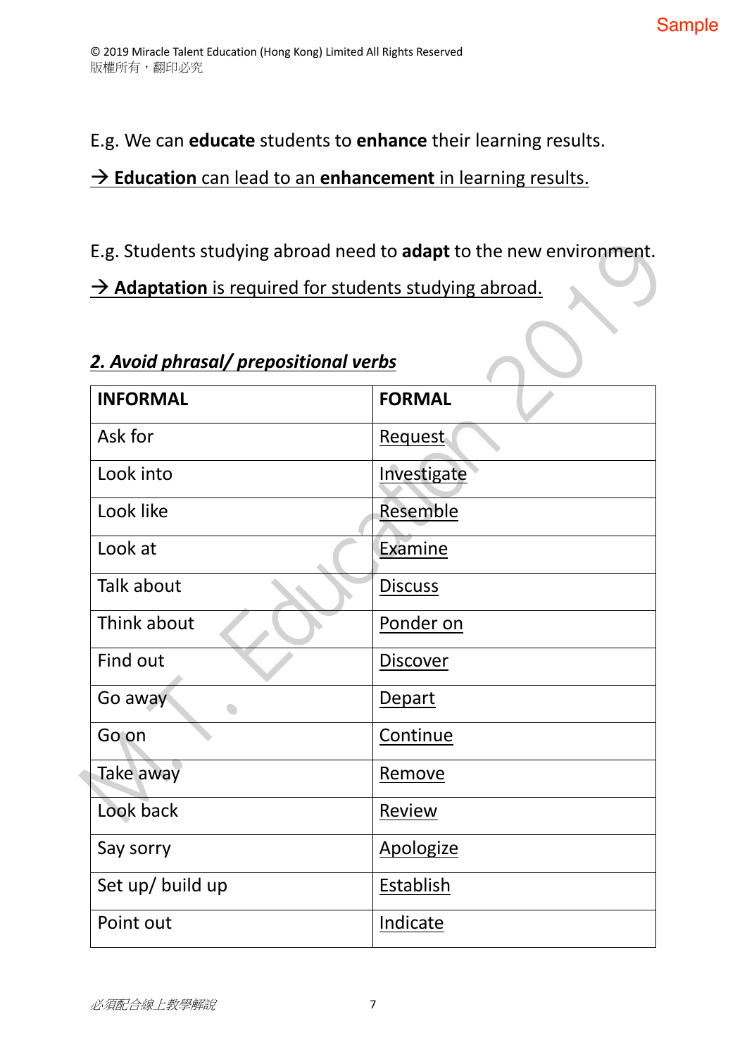E.g. We can **educate** students to **enhance** their learning results.

→ **Education** can lead to an **enhancement** in learning results.

E.g. Students studying abroad need to **adapt** to the new environment.

→ **Adaptation** is required for students studying abroad.

***2. Avoid phrasal/ prepositional verbs***

| **INFORMAL** | **FORMAL** |
|---|---|
| Ask for | Request |
| Look into | Investigate |
| Look like | Resemble |
| Look at | Examine |
| Talk about | Discuss |
| Think about | Ponder on |
| Find out | Discover |
| Go away | Depart |
| Go on | Continue |
| Take away | Remove |
| Look back | Review |
| Say sorry | Apologize |
| Set up/ build up | Establish |
| Point out | Indicate |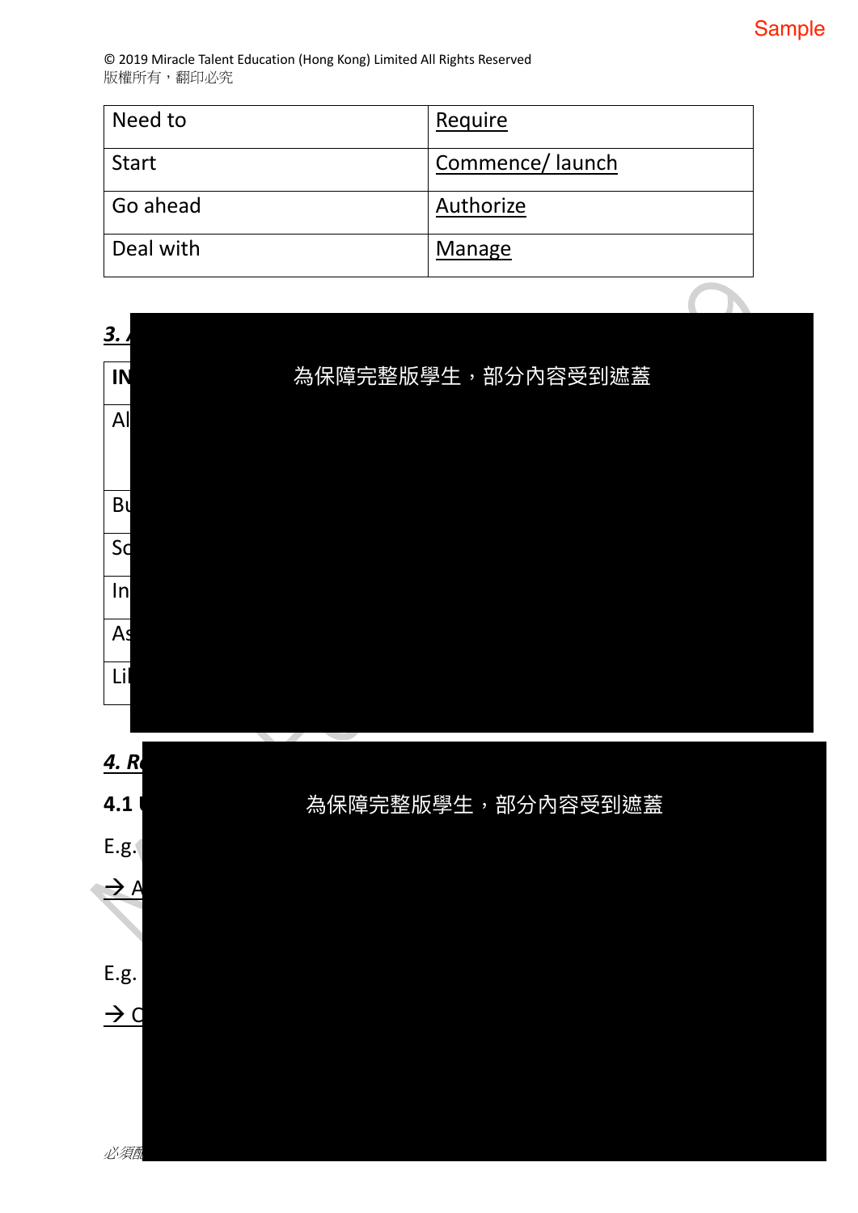| Need to | Require |
|---|---|
| Start | Commence/ launch |
| Go ahead | Authorize |
| Deal with | Manage |

***3. A***

為保障完整版學生，部分內容受到遮蓋

| IN |
|---|
| Al |
| Bu |
| So |
| In |
| As |
| Li |

***4. R***

**4.1 U**

為保障完整版學生，部分內容受到遮蓋

E.g.

→ A

E.g.

→ C

*必須配*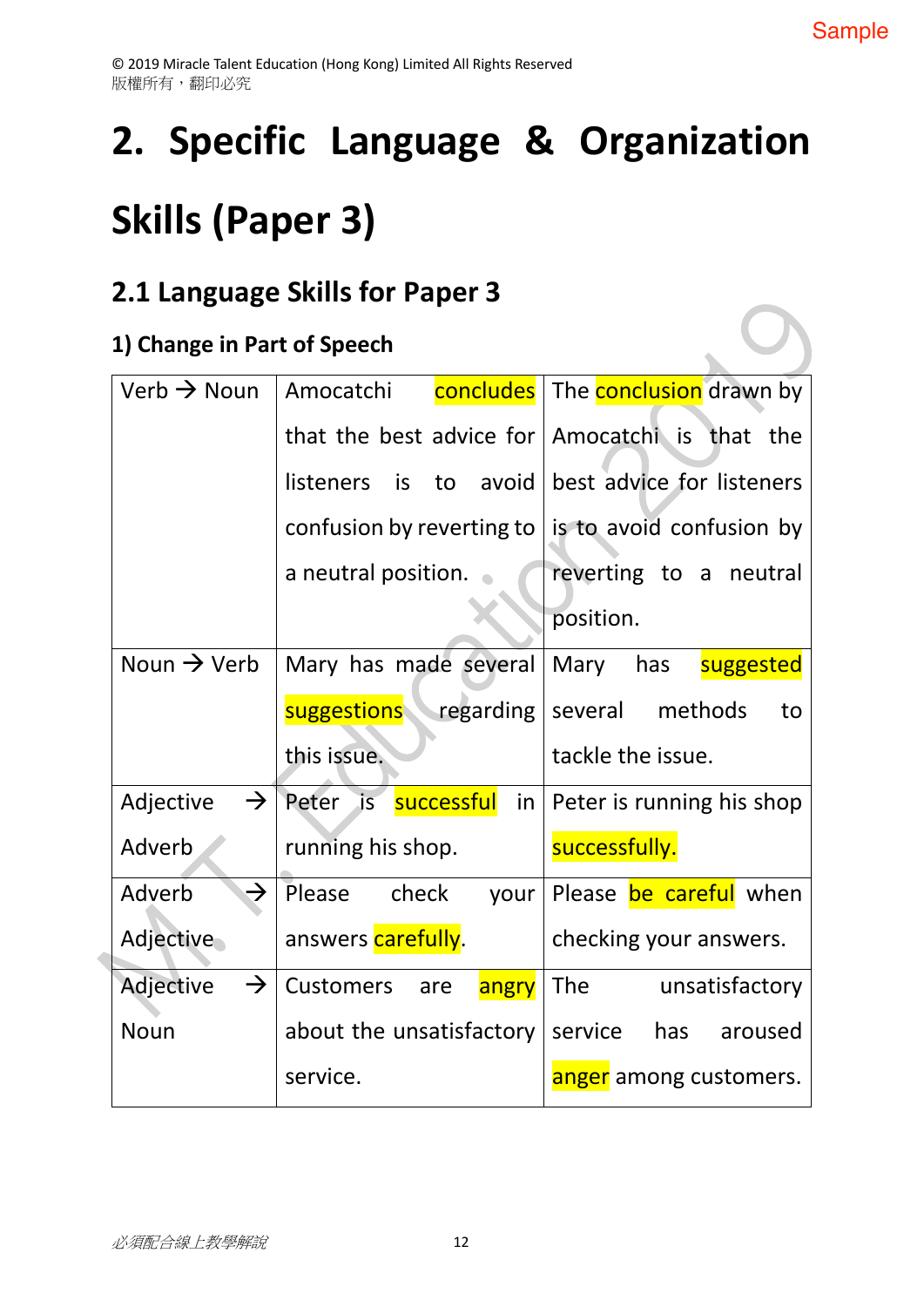# 2. Specific Language & Organization Skills (Paper 3)

## 2.1 Language Skills for Paper 3

### 1) Change in Part of Speech

| | | |
|---|---|---|
| Verb → Noun | Amocatchi concludes that the best advice for listeners is to avoid confusion by reverting to a neutral position. | The conclusion drawn by Amocatchi is that the best advice for listeners is to avoid confusion by reverting to a neutral position. |
| Noun → Verb | Mary has made several suggestions regarding this issue. | Mary has suggested several methods to tackle the issue. |
| Adjective → Adverb | Peter is successful in running his shop. | Peter is running his shop successfully. |
| Adverb → Adjective | Please check your answers carefully. | Please be careful when checking your answers. |
| Adjective → Noun | Customers are angry about the unsatisfactory service. | The unsatisfactory service has aroused anger among customers. |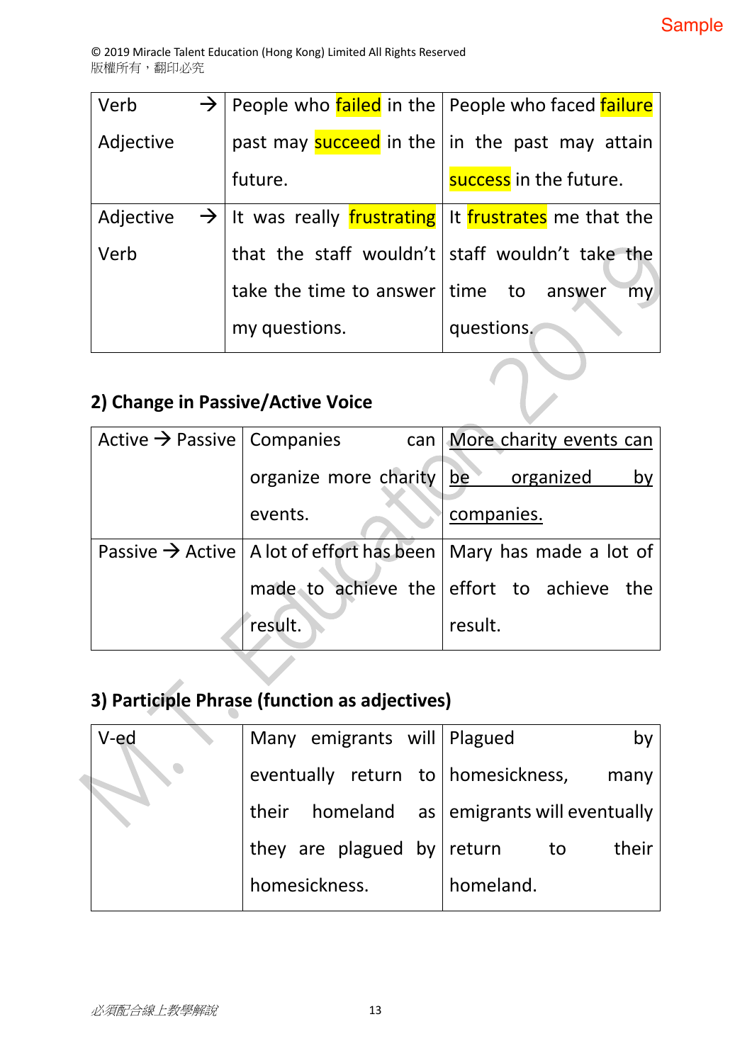| Verb → Adjective | People who failed in the past may succeed in the future. | People who faced failure in the past may attain success in the future. |
| --- | --- | --- |
| Adjective → Verb | It was really frustrating that the staff wouldn't take the time to answer my questions. | It frustrates me that the staff wouldn't take the time to answer my questions. |

## 2) Change in Passive/Active Voice

| Active → Passive | Companies can organize more charity events. | More charity events can be organized by companies. |
| --- | --- | --- |
| Passive → Active | A lot of effort has been made to achieve the result. | Mary has made a lot of effort to achieve the result. |

## 3) Participle Phrase (function as adjectives)

| V-ed | Many emigrants will eventually return to their homeland as they are plagued by homesickness. | Plagued by homesickness, many emigrants will eventually return to their homeland. |
| --- | --- | --- |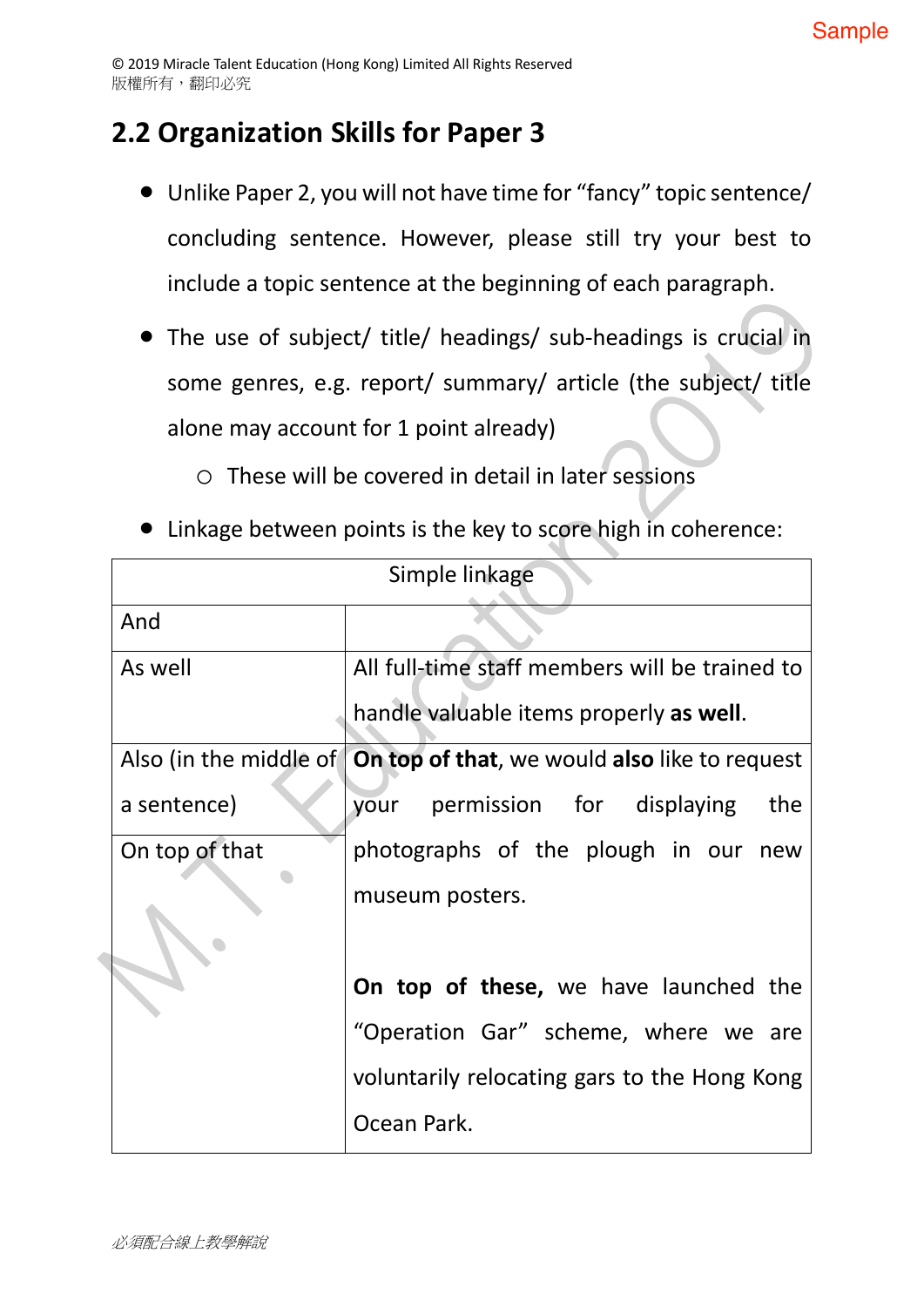## 2.2 Organization Skills for Paper 3

- Unlike Paper 2, you will not have time for "fancy" topic sentence/ concluding sentence. However, please still try your best to include a topic sentence at the beginning of each paragraph.
- The use of subject/ title/ headings/ sub-headings is crucial in some genres, e.g. report/ summary/ article (the subject/ title alone may account for 1 point already)
  - These will be covered in detail in later sessions
- Linkage between points is the key to score high in coherence:

| Simple linkage | |
|---|---|
| And | |
| As well | All full-time staff members will be trained to handle valuable items properly **as well**. |
| Also (in the middle of a sentence) | **On top of that**, we would **also** like to request your permission for displaying the photographs of the plough in our new museum posters.<br><br>**On top of these,** we have launched the "Operation Gar" scheme, where we are voluntarily relocating gars to the Hong Kong Ocean Park. |
| On top of that | |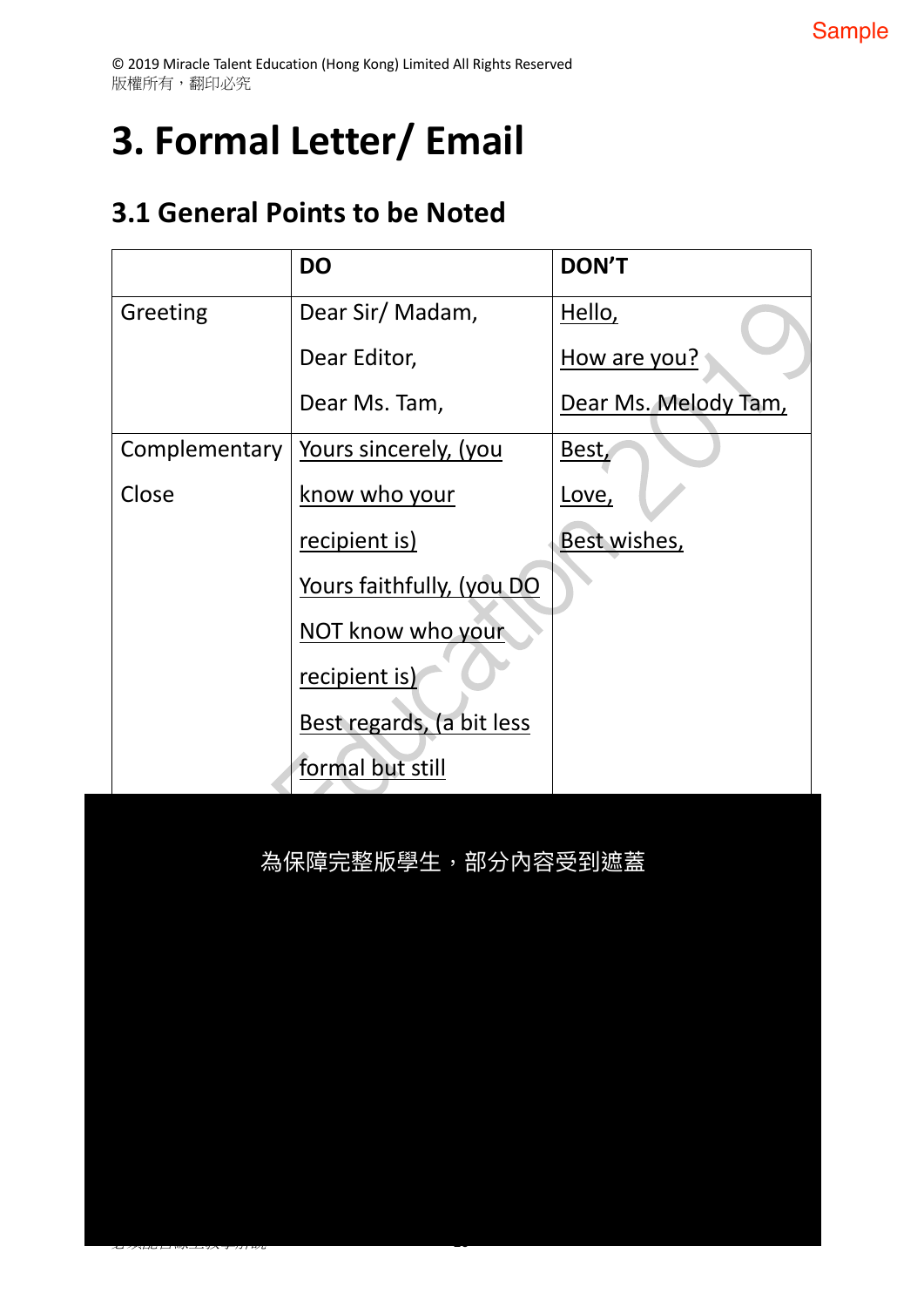© 2019 Miracle Talent Education (Hong Kong) Limited All Rights Reserved
版權所有，翻印必究

# 3. Formal Letter/ Email

## 3.1 General Points to be Noted

| | DO | DON'T |
|---|---|---|
| Greeting | Dear Sir/ Madam,<br>Dear Editor,<br>Dear Ms. Tam, | Hello,<br>How are you?<br>Dear Ms. Melody Tam, |
| Complementary Close | Yours sincerely, (you know who your recipient is)<br>Yours faithfully, (you DO NOT know who your recipient is)<br>Best regards, (a bit less formal but still | Best,<br>Love,<br>Best wishes, |

為保障完整版學生，部分內容受到遮蓋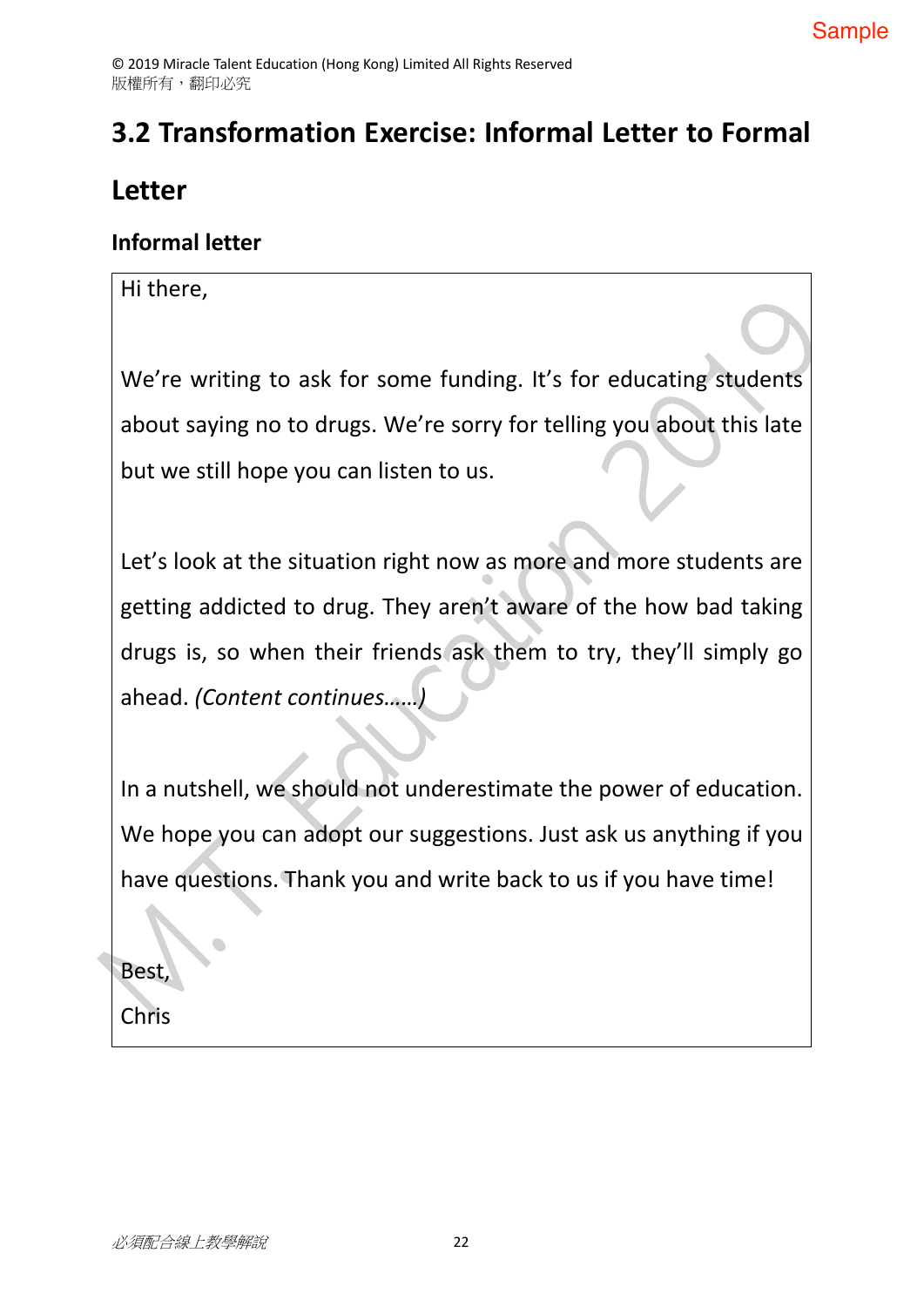## 3.2 Transformation Exercise: Informal Letter to Formal Letter

### Informal letter

Hi there,

We're writing to ask for some funding. It's for educating students about saying no to drugs. We're sorry for telling you about this late but we still hope you can listen to us.

Let's look at the situation right now as more and more students are getting addicted to drug. They aren't aware of the how bad taking drugs is, so when their friends ask them to try, they'll simply go ahead. *(Content continues……)*

In a nutshell, we should not underestimate the power of education. We hope you can adopt our suggestions. Just ask us anything if you have questions. Thank you and write back to us if you have time!

Best,
Chris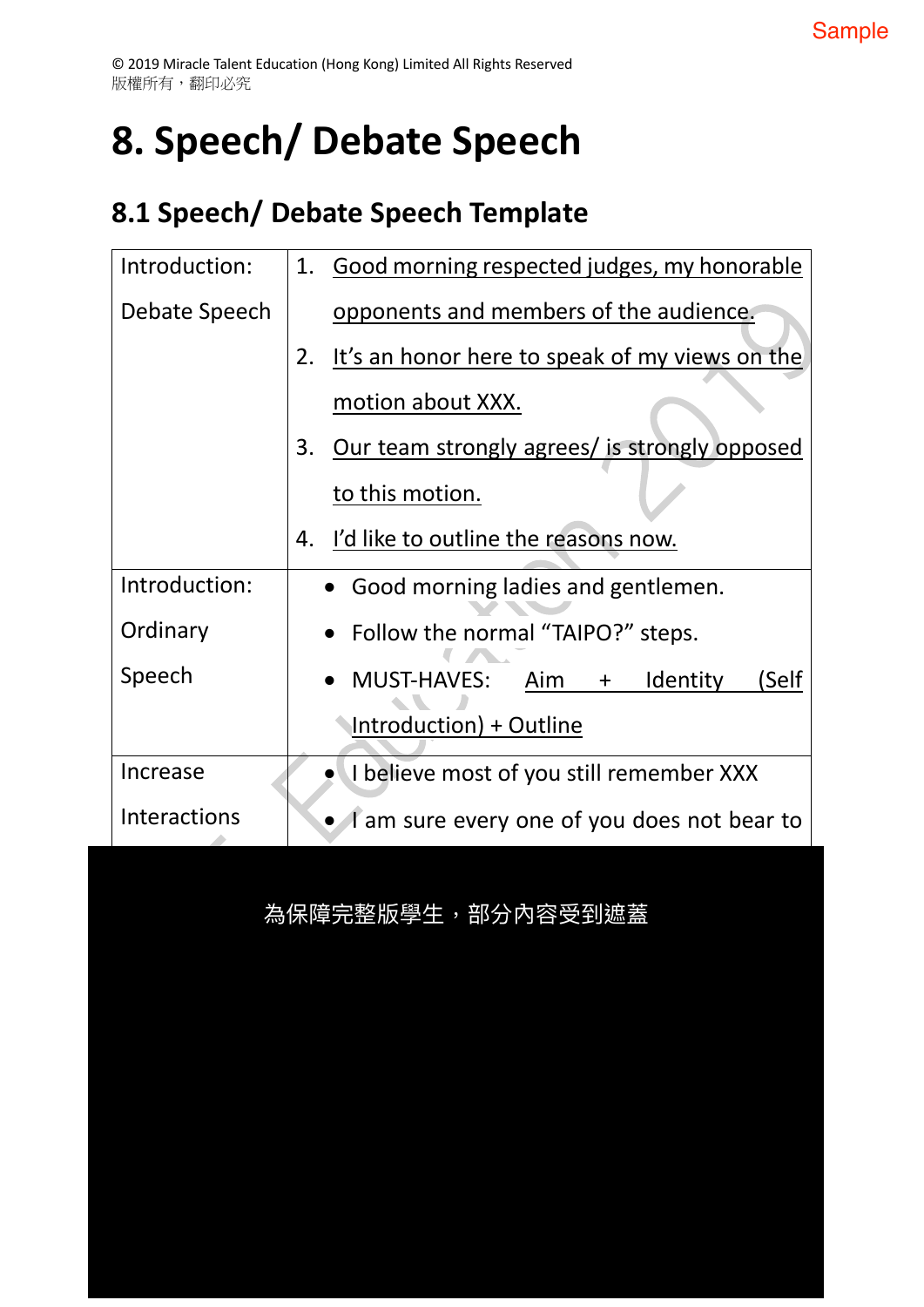© 2019 Miracle Talent Education (Hong Kong) Limited All Rights Reserved
版權所有，翻印必究

# 8. Speech/ Debate Speech

## 8.1 Speech/ Debate Speech Template

| Introduction: Debate Speech | 1. Good morning respected judges, my honorable opponents and members of the audience.<br>2. It's an honor here to speak of my views on the motion about XXX.<br>3. Our team strongly agrees/ is strongly opposed to this motion.<br>4. I'd like to outline the reasons now. |
|---|---|
| Introduction: Ordinary Speech | • Good morning ladies and gentlemen.<br>• Follow the normal "TAIPO?" steps.<br>• MUST-HAVES: Aim + Identity (Self Introduction) + Outline |
| Increase Interactions | • I believe most of you still remember XXX<br>• I am sure every one of you does not bear to |

為保障完整版學生，部分內容受到遮蓋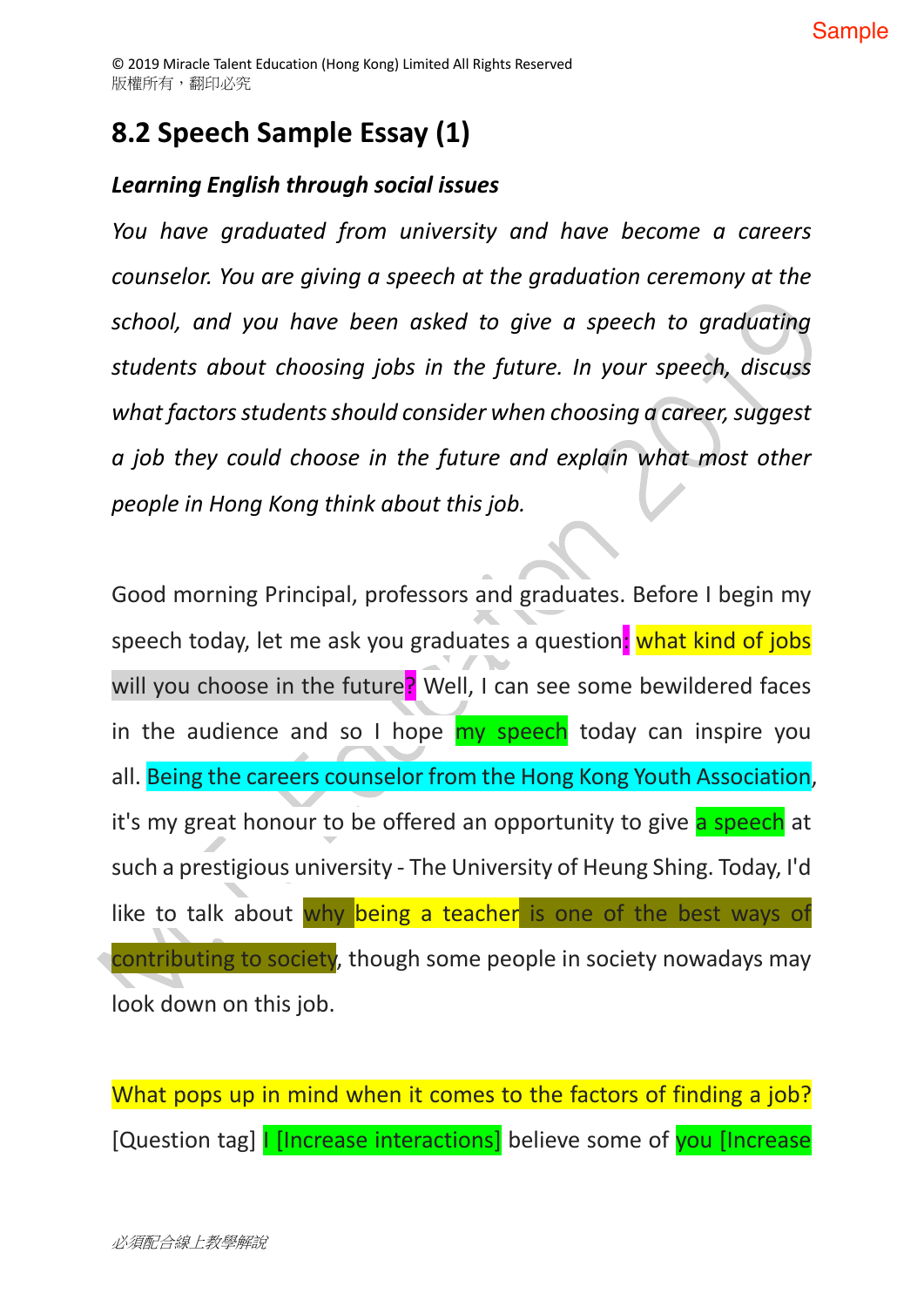## 8.2 Speech Sample Essay (1)

***Learning English through social issues***

*You have graduated from university and have become a careers counselor. You are giving a speech at the graduation ceremony at the school, and you have been asked to give a speech to graduating students about choosing jobs in the future. In your speech, discuss what factors students should consider when choosing a career, suggest a job they could choose in the future and explain what most other people in Hong Kong think about this job.*

Good morning Principal, professors and graduates. Before I begin my speech today, let me ask you graduates a question: what kind of jobs will you choose in the future? Well, I can see some bewildered faces in the audience and so I hope my speech today can inspire you all. Being the careers counselor from the Hong Kong Youth Association, it's my great honour to be offered an opportunity to give a speech at such a prestigious university - The University of Heung Shing. Today, I'd like to talk about why being a teacher is one of the best ways of contributing to society, though some people in society nowadays may look down on this job.

What pops up in mind when it comes to the factors of finding a job? [Question tag] I [Increase interactions] believe some of you [Increase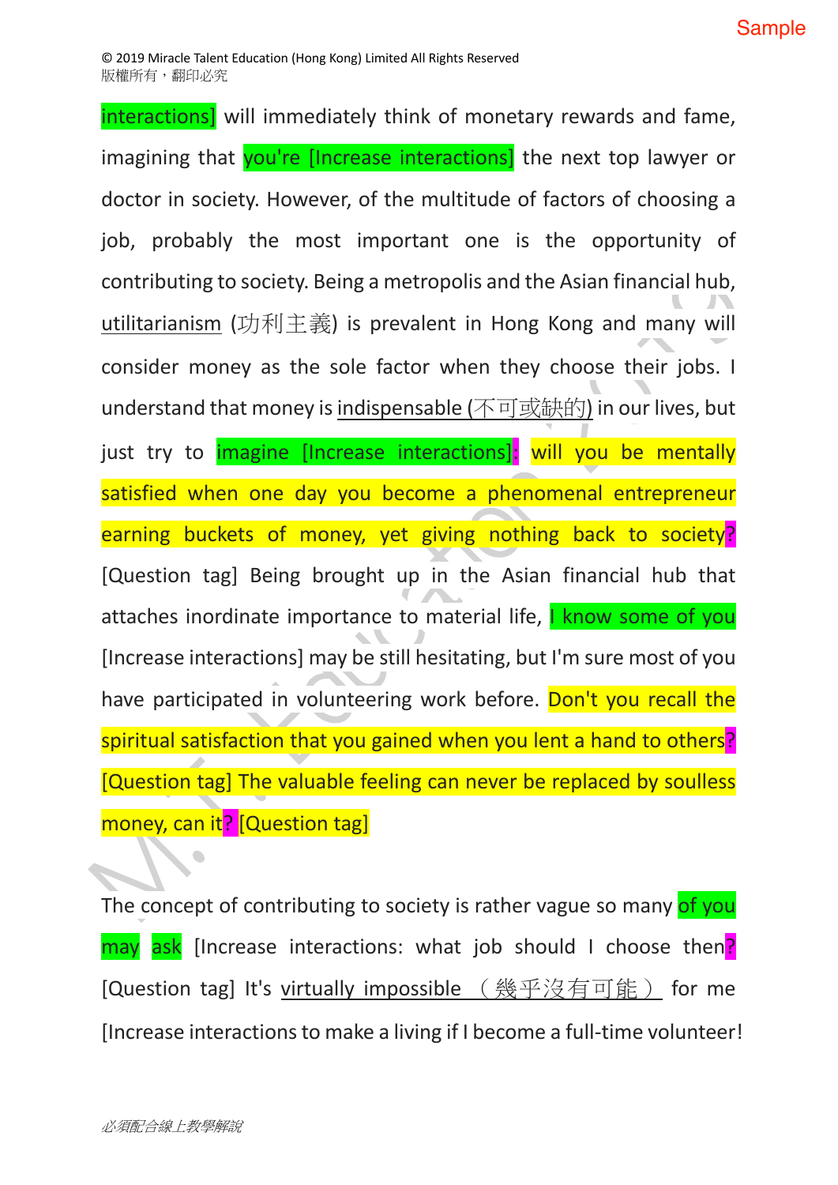interactions] will immediately think of monetary rewards and fame, imagining that you're [Increase interactions] the next top lawyer or doctor in society. However, of the multitude of factors of choosing a job, probably the most important one is the opportunity of contributing to society. Being a metropolis and the Asian financial hub, utilitarianism (功利主義) is prevalent in Hong Kong and many will consider money as the sole factor when they choose their jobs. I understand that money is indispensable (不可或缺的) in our lives, but just try to imagine [Increase interactions]: will you be mentally satisfied when one day you become a phenomenal entrepreneur earning buckets of money, yet giving nothing back to society? [Question tag] Being brought up in the Asian financial hub that attaches inordinate importance to material life, I know some of you [Increase interactions] may be still hesitating, but I'm sure most of you have participated in volunteering work before. Don't you recall the spiritual satisfaction that you gained when you lent a hand to others? [Question tag] The valuable feeling can never be replaced by soulless money, can it? [Question tag]

The concept of contributing to society is rather vague so many of you may ask [Increase interactions: what job should I choose then? [Question tag] It's virtually impossible （幾乎沒有可能） for me [Increase interactions to make a living if I become a full-time volunteer!

必須配合線上教學解說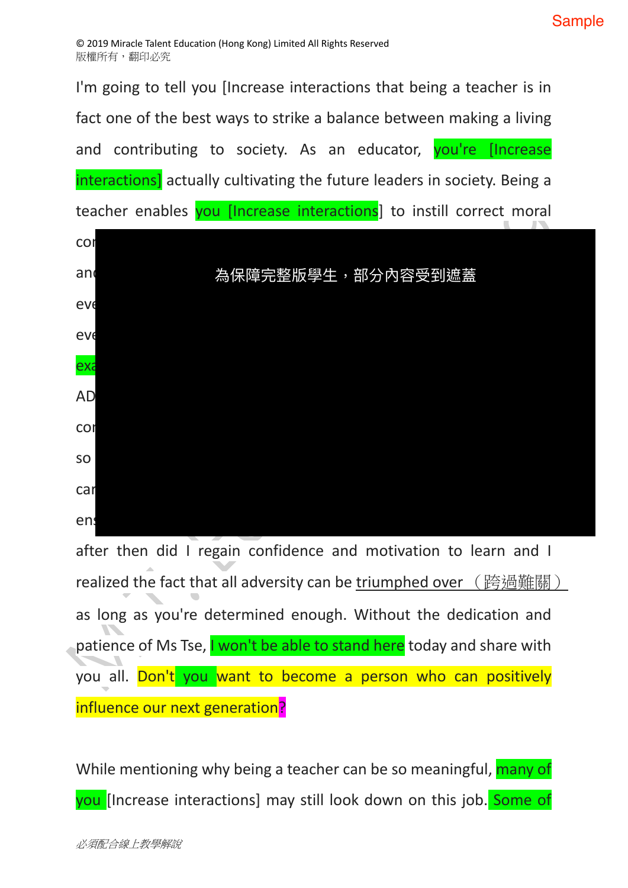I'm going to tell you [Increase interactions that being a teacher is in fact one of the best ways to strike a balance between making a living and contributing to society. As an educator, you're [Increase interactions] actually cultivating the future leaders in society. Being a teacher enables you [Increase interactions] to instill correct moral

co

an

eve

eve

exa

AD

co

so

ca

ens

為保障完整版學生，部分內容受到遮蓋

after then did I regain confidence and motivation to learn and I realized the fact that all adversity can be triumphed over（跨過難關） as long as you're determined enough. Without the dedication and patience of Ms Tse, I won't be able to stand here today and share with you all. Don't you want to become a person who can positively influence our next generation?

While mentioning why being a teacher can be so meaningful, many of you [Increase interactions] may still look down on this job. Some of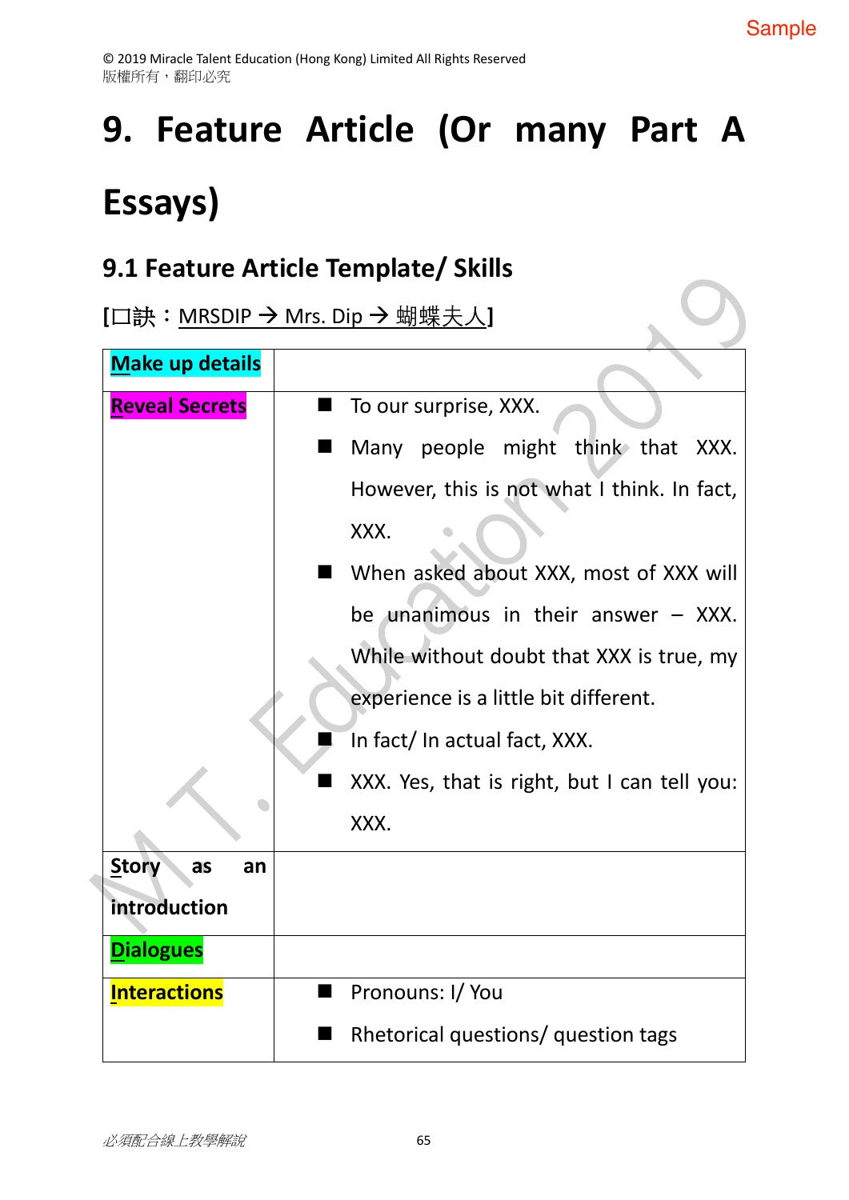# 9. Feature Article (Or many Part A Essays)

## 9.1 Feature Article Template/ Skills

**[口訣：MRSDIP → Mrs. Dip → 蝴蝶夫人]**

| | |
|---|---|
| **Make up details** | |
| **Reveal Secrets** | ■ To our surprise, XXX.<br>■ Many people might think that XXX. However, this is not what I think. In fact, XXX.<br>■ When asked about XXX, most of XXX will be unanimous in their answer – XXX. While without doubt that XXX is true, my experience is a little bit different.<br>■ In fact/ In actual fact, XXX.<br>■ XXX. Yes, that is right, but I can tell you: XXX. |
| **Story as an introduction** | |
| **Dialogues** | |
| **Interactions** | ■ Pronouns: I/ You<br>■ Rhetorical questions/ question tags |

*必須配合線上教學解說*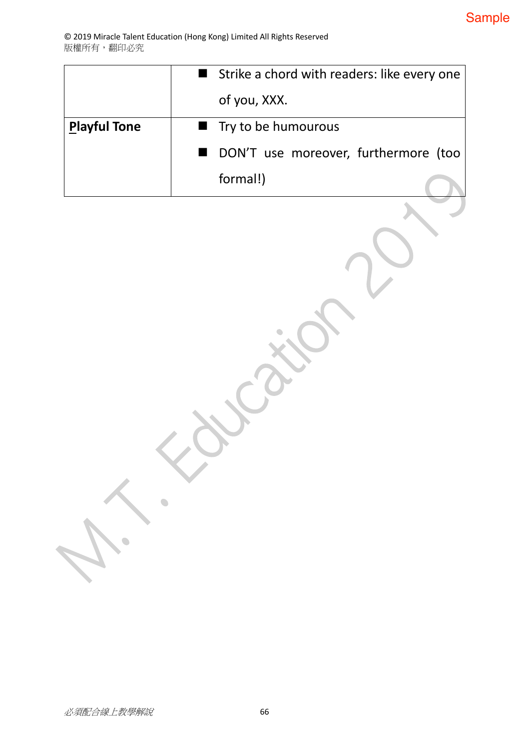| | |
|---|---|
| | ■ Strike a chord with readers: like every one of you, XXX. |
| **Playful Tone** | ■ Try to be humourous<br>■ DON'T use moreover, furthermore (too formal!) |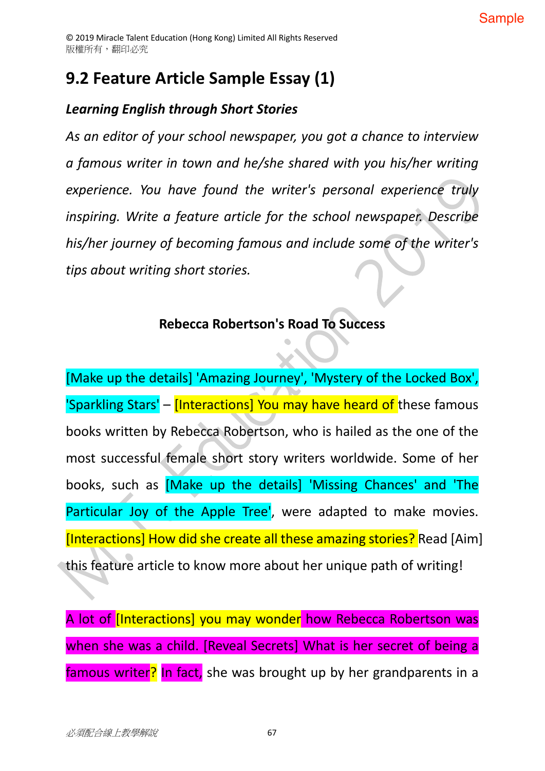# 9.2 Feature Article Sample Essay (1)

***Learning English through Short Stories***

*As an editor of your school newspaper, you got a chance to interview a famous writer in town and he/she shared with you his/her writing experience. You have found the writer's personal experience truly inspiring. Write a feature article for the school newspaper. Describe his/her journey of becoming famous and include some of the writer's tips about writing short stories.*

**Rebecca Robertson's Road To Success**

[Make up the details] 'Amazing Journey', 'Mystery of the Locked Box', 'Sparkling Stars' – [Interactions] You may have heard of these famous books written by Rebecca Robertson, who is hailed as the one of the most successful female short story writers worldwide. Some of her books, such as [Make up the details] 'Missing Chances' and 'The Particular Joy of the Apple Tree', were adapted to make movies. [Interactions] How did she create all these amazing stories? Read [Aim] this feature article to know more about her unique path of writing!

A lot of [Interactions] you may wonder how Rebecca Robertson was when she was a child. [Reveal Secrets] What is her secret of being a famous writer? In fact, she was brought up by her grandparents in a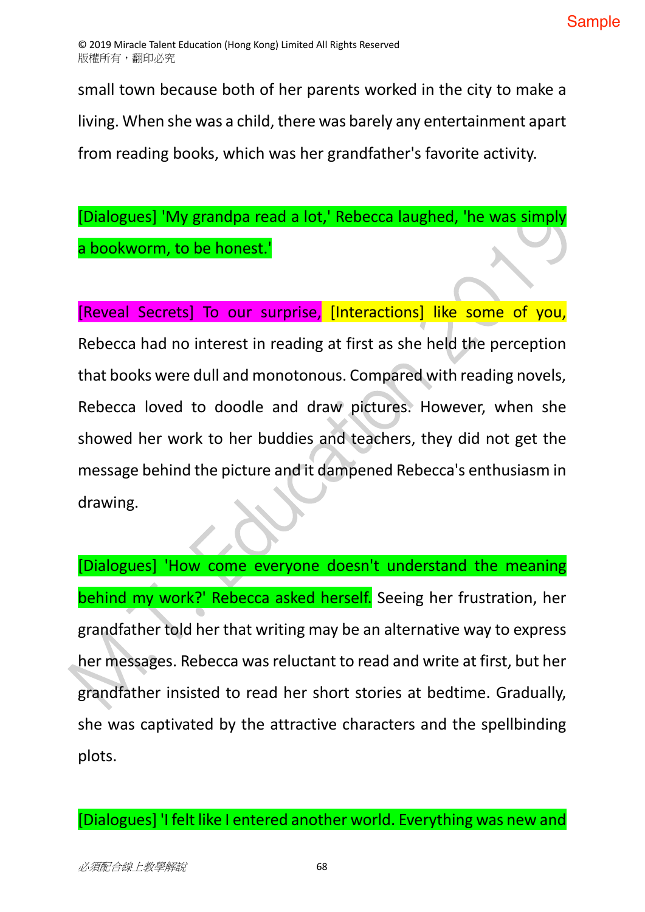small town because both of her parents worked in the city to make a living. When she was a child, there was barely any entertainment apart from reading books, which was her grandfather's favorite activity.

[Dialogues] 'My grandpa read a lot,' Rebecca laughed, 'he was simply a bookworm, to be honest.'

[Reveal Secrets] To our surprise, [Interactions] like some of you, Rebecca had no interest in reading at first as she held the perception that books were dull and monotonous. Compared with reading novels, Rebecca loved to doodle and draw pictures. However, when she showed her work to her buddies and teachers, they did not get the message behind the picture and it dampened Rebecca's enthusiasm in drawing.

[Dialogues] 'How come everyone doesn't understand the meaning behind my work?' Rebecca asked herself. Seeing her frustration, her grandfather told her that writing may be an alternative way to express her messages. Rebecca was reluctant to read and write at first, but her grandfather insisted to read her short stories at bedtime. Gradually, she was captivated by the attractive characters and the spellbinding plots.

[Dialogues] 'I felt like I entered another world. Everything was new and